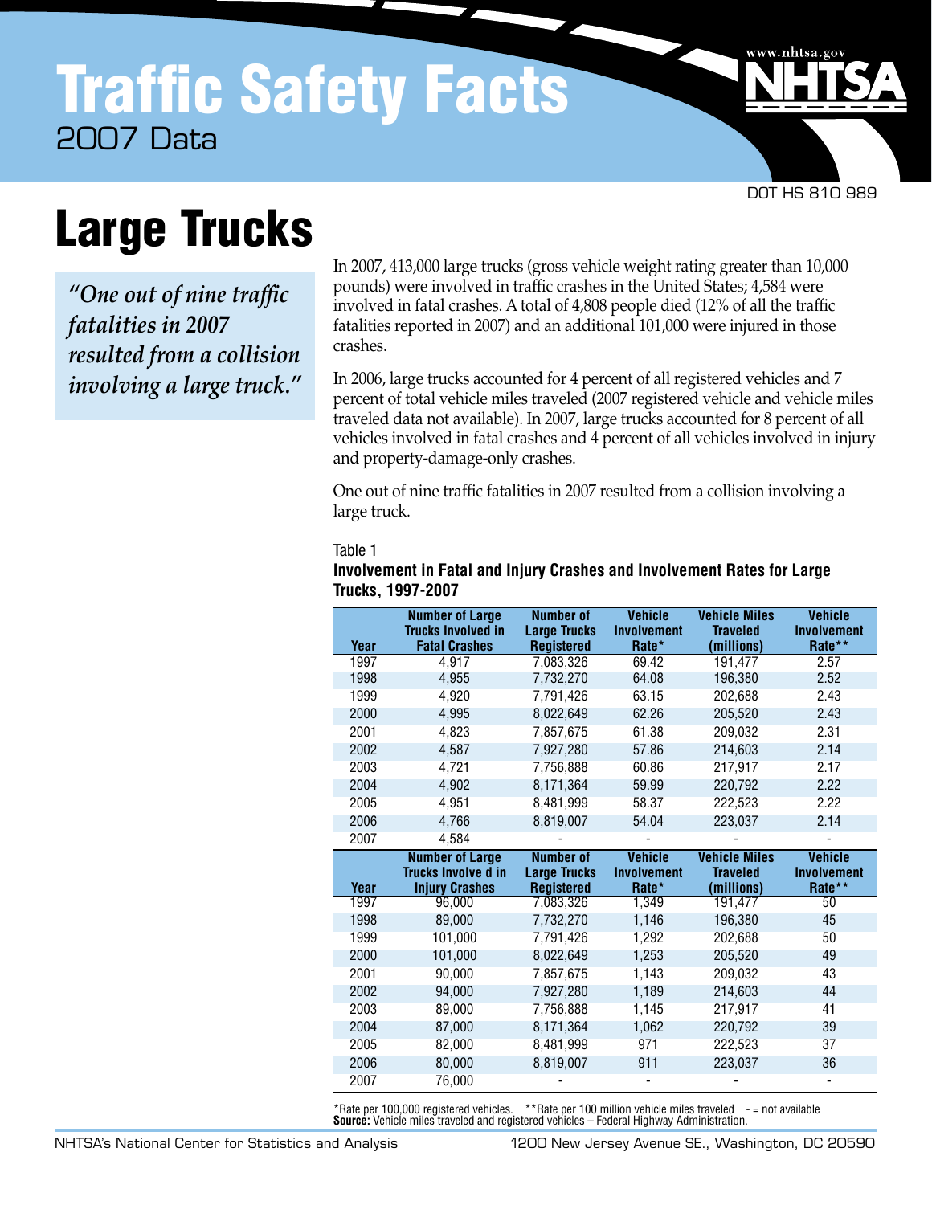# Traffic Safety Facts

2007 Data

www.nhtsa.gov

NHTSA

DOT HS 810 989

# Large Trucks

*"One out of nine traffic fatalities in 2007 resulted from a collision involving a large truck."*

In 2007, 413,000 large trucks (gross vehicle weight rating greater than 10,000 pounds) were involved in traffic crashes in the United States; 4,584 were involved in fatal crashes. A total of 4,808 people died (12% of all the traffic fatalities reported in 2007) and an additional 101,000 were injured in those crashes.

In 2006, large trucks accounted for 4 percent of all registered vehicles and 7 percent of total vehicle miles traveled (2007 registered vehicle and vehicle miles traveled data not available). In 2007, large trucks accounted for 8 percent of all vehicles involved in fatal crashes and 4 percent of all vehicles involved in injury and property-damage-only crashes.

One out of nine traffic fatalities in 2007 resulted from a collision involving a large truck.

Table 1

**Involvement in Fatal and Injury Crashes and Involvement Rates for Large Trucks, 1997-2007**

| Year | Number of Large Trucks Involved in Fatal Crashes | Number of Large Trucks Registered | Vehicle Involvement Rate* | Vehicle Miles Traveled (millions) | Vehicle Involvement Rate** |
|---|---|---|---|---|---|
| 1997 | 4,917 | 7,083,326 | 69.42 | 191,477 | 2.57 |
| 1998 | 4,955 | 7,732,270 | 64.08 | 196,380 | 2.52 |
| 1999 | 4,920 | 7,791,426 | 63.15 | 202,688 | 2.43 |
| 2000 | 4,995 | 8,022,649 | 62.26 | 205,520 | 2.43 |
| 2001 | 4,823 | 7,857,675 | 61.38 | 209,032 | 2.31 |
| 2002 | 4,587 | 7,927,280 | 57.86 | 214,603 | 2.14 |
| 2003 | 4,721 | 7,756,888 | 60.86 | 217,917 | 2.17 |
| 2004 | 4,902 | 8,171,364 | 59.99 | 220,792 | 2.22 |
| 2005 | 4,951 | 8,481,999 | 58.37 | 222,523 | 2.22 |
| 2006 | 4,766 | 8,819,007 | 54.04 | 223,037 | 2.14 |
| 2007 | 4,584 | - | - | - | - |
| **Year** | **Number of Large Trucks Involve d in Injury Crashes** | **Number of Large Trucks Registered** | **Vehicle Involvement Rate*** | **Vehicle Miles Traveled (millions)** | **Vehicle Involvement Rate**** |
| 1997 | 96,000 | 7,083,326 | 1,349 | 191,477 | 50 |
| 1998 | 89,000 | 7,732,270 | 1,146 | 196,380 | 45 |
| 1999 | 101,000 | 7,791,426 | 1,292 | 202,688 | 50 |
| 2000 | 101,000 | 8,022,649 | 1,253 | 205,520 | 49 |
| 2001 | 90,000 | 7,857,675 | 1,143 | 209,032 | 43 |
| 2002 | 94,000 | 7,927,280 | 1,189 | 214,603 | 44 |
| 2003 | 89,000 | 7,756,888 | 1,145 | 217,917 | 41 |
| 2004 | 87,000 | 8,171,364 | 1,062 | 220,792 | 39 |
| 2005 | 82,000 | 8,481,999 | 971 | 222,523 | 37 |
| 2006 | 80,000 | 8,819,007 | 911 | 223,037 | 36 |
| 2007 | 76,000 | - | - | - | - |

*Rate per 100,000 registered vehicles. **Rate per 100 million vehicle miles traveled - = not available
**Source:** Vehicle miles traveled and registered vehicles – Federal Highway Administration.

NHTSA's National Center for Statistics and Analysis 1200 New Jersey Avenue SE., Washington, DC 20590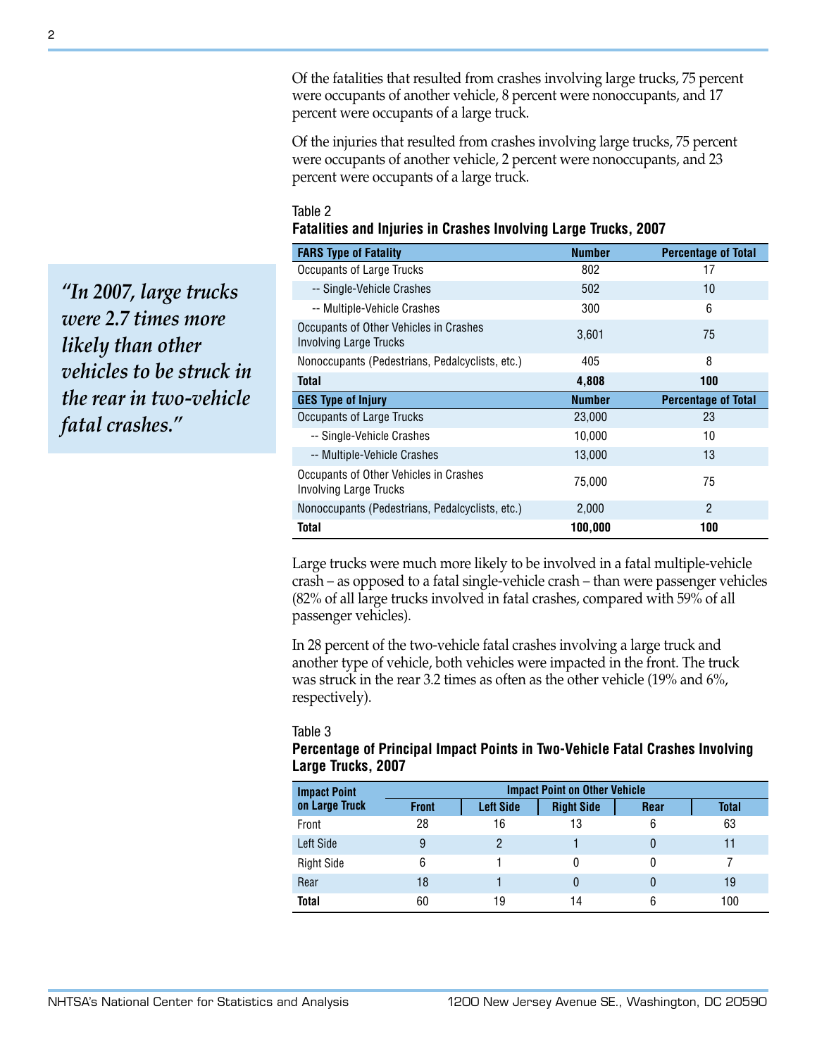Of the fatalities that resulted from crashes involving large trucks, 75 percent were occupants of another vehicle, 8 percent were nonoccupants, and 17 percent were occupants of a large truck.

Of the injuries that resulted from crashes involving large trucks, 75 percent were occupants of another vehicle, 2 percent were nonoccupants, and 23 percent were occupants of a large truck.

> *"In 2007, large trucks were 2.7 times more likely than other vehicles to be struck in the rear in two-vehicle fatal crashes."*

Table 2
**Fatalities and Injuries in Crashes Involving Large Trucks, 2007**

| FARS Type of Fatality | Number | Percentage of Total |
|---|---|---|
| Occupants of Large Trucks | 802 | 17 |
| -- Single-Vehicle Crashes | 502 | 10 |
| -- Multiple-Vehicle Crashes | 300 | 6 |
| Occupants of Other Vehicles in Crashes Involving Large Trucks | 3,601 | 75 |
| Nonoccupants (Pedestrians, Pedalcyclists, etc.) | 405 | 8 |
| **Total** | **4,808** | **100** |
| **GES Type of Injury** | **Number** | **Percentage of Total** |
| Occupants of Large Trucks | 23,000 | 23 |
| -- Single-Vehicle Crashes | 10,000 | 10 |
| -- Multiple-Vehicle Crashes | 13,000 | 13 |
| Occupants of Other Vehicles in Crashes Involving Large Trucks | 75,000 | 75 |
| Nonoccupants (Pedestrians, Pedalcyclists, etc.) | 2,000 | 2 |
| **Total** | **100,000** | **100** |

Large trucks were much more likely to be involved in a fatal multiple-vehicle crash – as opposed to a fatal single-vehicle crash – than were passenger vehicles (82% of all large trucks involved in fatal crashes, compared with 59% of all passenger vehicles).

In 28 percent of the two-vehicle fatal crashes involving a large truck and another type of vehicle, both vehicles were impacted in the front. The truck was struck in the rear 3.2 times as often as the other vehicle (19% and 6%, respectively).

Table 3
**Percentage of Principal Impact Points in Two-Vehicle Fatal Crashes Involving Large Trucks, 2007**

| Impact Point on Large Truck | Impact Point on Other Vehicle | | | | |
|---|---|---|---|---|---|
| | Front | Left Side | Right Side | Rear | Total |
| Front | 28 | 16 | 13 | 6 | 63 |
| Left Side | 9 | 2 | 1 | 0 | 11 |
| Right Side | 6 | 1 | 0 | 0 | 7 |
| Rear | 18 | 1 | 0 | 0 | 19 |
| **Total** | 60 | 19 | 14 | 6 | 100 |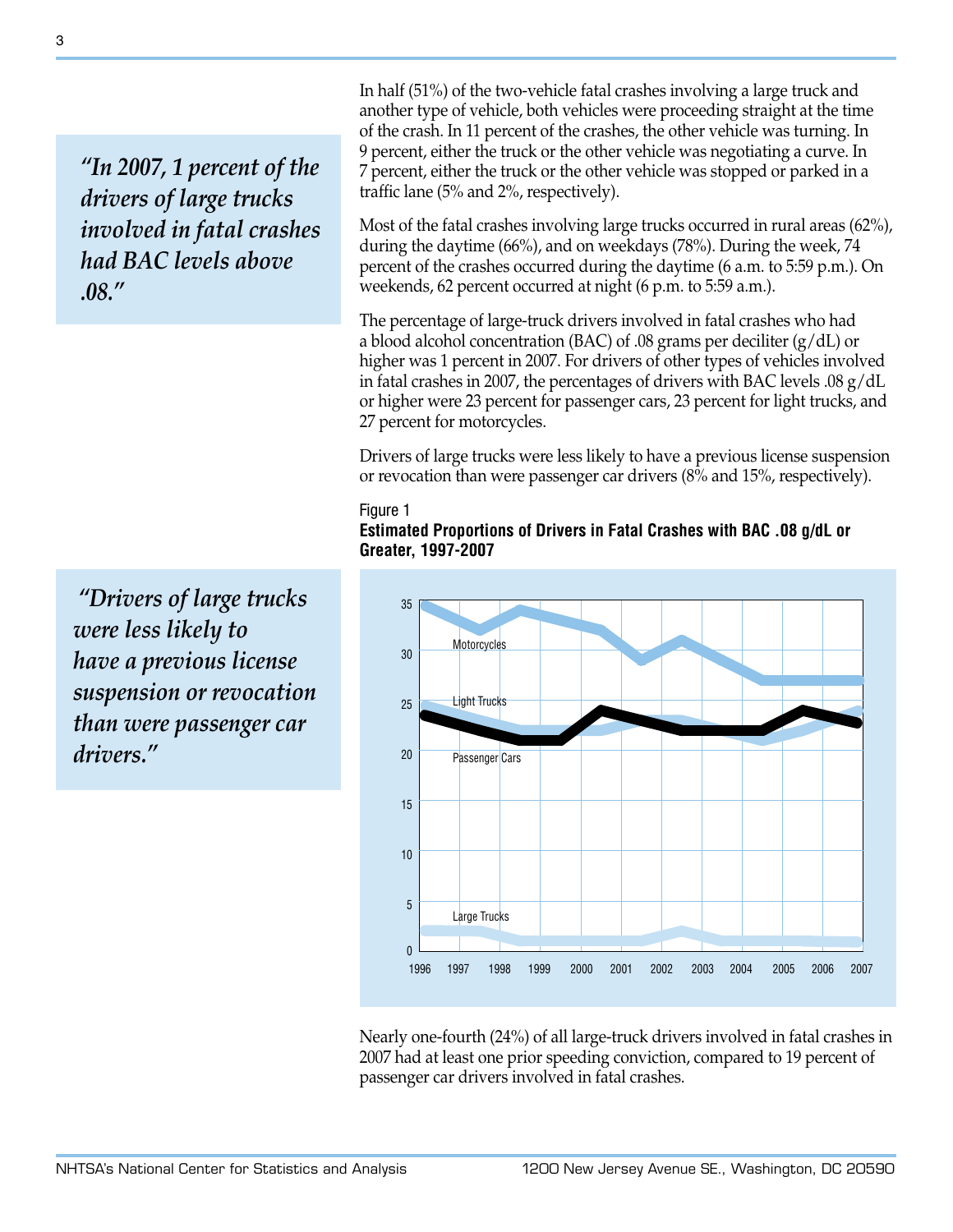*"In 2007, 1 percent of the drivers of large trucks involved in fatal crashes had BAC levels above .08."*

In half (51%) of the two-vehicle fatal crashes involving a large truck and another type of vehicle, both vehicles were proceeding straight at the time of the crash. In 11 percent of the crashes, the other vehicle was turning. In 9 percent, either the truck or the other vehicle was negotiating a curve. In 7 percent, either the truck or the other vehicle was stopped or parked in a traffic lane (5% and 2%, respectively).

Most of the fatal crashes involving large trucks occurred in rural areas (62%), during the daytime (66%), and on weekdays (78%). During the week, 74 percent of the crashes occurred during the daytime (6 a.m. to 5:59 p.m.). On weekends, 62 percent occurred at night (6 p.m. to 5:59 a.m.).

The percentage of large-truck drivers involved in fatal crashes who had a blood alcohol concentration (BAC) of .08 grams per deciliter (g/dL) or higher was 1 percent in 2007. For drivers of other types of vehicles involved in fatal crashes in 2007, the percentages of drivers with BAC levels .08 g/dL or higher were 23 percent for passenger cars, 23 percent for light trucks, and 27 percent for motorcycles.

Drivers of large trucks were less likely to have a previous license suspension or revocation than were passenger car drivers (8% and 15%, respectively).

*"Drivers of large trucks were less likely to have a previous license suspension or revocation than were passenger car drivers."*

Figure 1

**Estimated Proportions of Drivers in Fatal Crashes with BAC .08 g/dL or Greater, 1997-2007**

Nearly one-fourth (24%) of all large-truck drivers involved in fatal crashes in 2007 had at least one prior speeding conviction, compared to 19 percent of passenger car drivers involved in fatal crashes.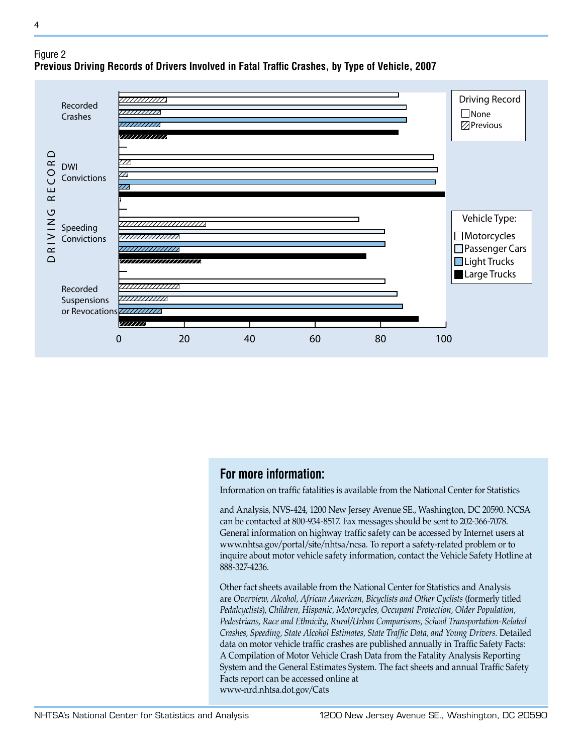Figure 2

**Previous Driving Records of Drivers Involved in Fatal Traffic Crashes, by Type of Vehicle, 2007**

DRIVING RECORD

Recorded Crashes

DWI Convictions

Speeding Convictions

Recorded Suspensions or Revocations

0 20 40 60 80 100

Driving Record
None
Previous

Vehicle Type:
Motorcycles
Passenger Cars
Light Trucks
Large Trucks

## For more information:

Information on traffic fatalities is available from the National Center for Statistics

and Analysis, NVS-424, 1200 New Jersey Avenue SE., Washington, DC 20590. NCSA can be contacted at 800-934-8517. Fax messages should be sent to 202-366-7078. General information on highway traffic safety can be accessed by Internet users at www.nhtsa.gov/portal/site/nhtsa/ncsa. To report a safety-related problem or to inquire about motor vehicle safety information, contact the Vehicle Safety Hotline at 888-327-4236.

Other fact sheets available from the National Center for Statistics and Analysis are *Overview, Alcohol, African American, Bicyclists and Other Cyclists* (formerly titled *Pedalcyclists*), *Children, Hispanic, Motorcycles, Occupant Protection, Older Population, Pedestrians, Race and Ethnicity, Rural/Urban Comparisons, School Transportation-Related Crashes, Speeding, State Alcohol Estimates, State Traffic Data, and Young Drivers.* Detailed data on motor vehicle traffic crashes are published annually in Traffic Safety Facts: A Compilation of Motor Vehicle Crash Data from the Fatality Analysis Reporting System and the General Estimates System. The fact sheets and annual Traffic Safety Facts report can be accessed online at www-nrd.nhtsa.dot.gov/Cats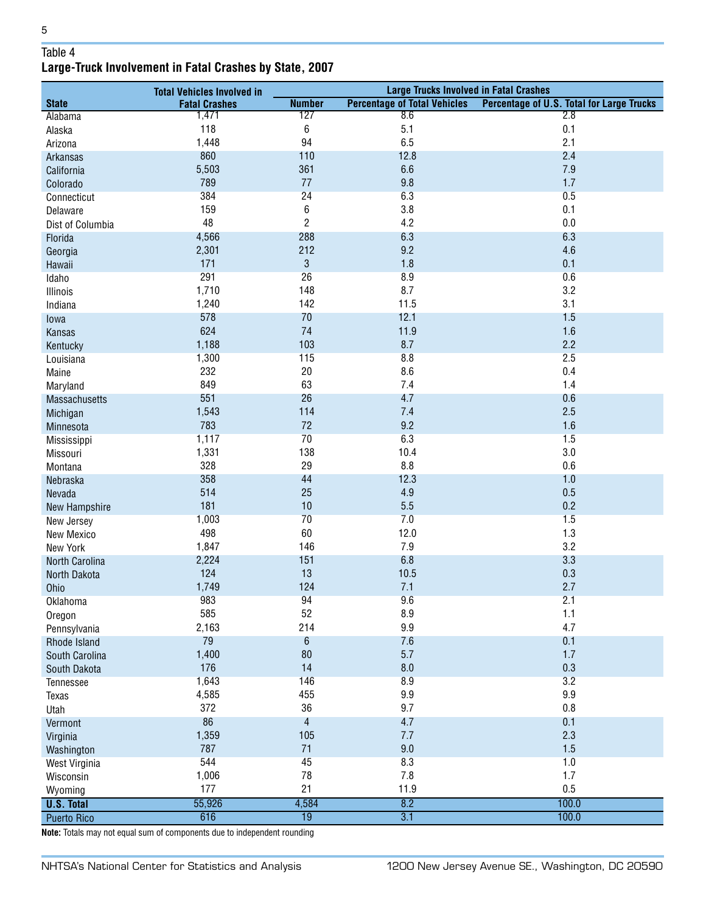Table 4

**Large-Truck Involvement in Fatal Crashes by State, 2007**

| State | Total Vehicles Involved in Fatal Crashes | Large Trucks Involved in Fatal Crashes | | |
|---|---|---|---|---|
| | | Number | Percentage of Total Vehicles | Percentage of U.S. Total for Large Trucks |
| Alabama | 1,471 | 127 | 8.6 | 2.8 |
| Alaska | 118 | 6 | 5.1 | 0.1 |
| Arizona | 1,448 | 94 | 6.5 | 2.1 |
| Arkansas | 860 | 110 | 12.8 | 2.4 |
| California | 5,503 | 361 | 6.6 | 7.9 |
| Colorado | 789 | 77 | 9.8 | 1.7 |
| Connecticut | 384 | 24 | 6.3 | 0.5 |
| Delaware | 159 | 6 | 3.8 | 0.1 |
| Dist of Columbia | 48 | 2 | 4.2 | 0.0 |
| Florida | 4,566 | 288 | 6.3 | 6.3 |
| Georgia | 2,301 | 212 | 9.2 | 4.6 |
| Hawaii | 171 | 3 | 1.8 | 0.1 |
| Idaho | 291 | 26 | 8.9 | 0.6 |
| Illinois | 1,710 | 148 | 8.7 | 3.2 |
| Indiana | 1,240 | 142 | 11.5 | 3.1 |
| Iowa | 578 | 70 | 12.1 | 1.5 |
| Kansas | 624 | 74 | 11.9 | 1.6 |
| Kentucky | 1,188 | 103 | 8.7 | 2.2 |
| Louisiana | 1,300 | 115 | 8.8 | 2.5 |
| Maine | 232 | 20 | 8.6 | 0.4 |
| Maryland | 849 | 63 | 7.4 | 1.4 |
| Massachusetts | 551 | 26 | 4.7 | 0.6 |
| Michigan | 1,543 | 114 | 7.4 | 2.5 |
| Minnesota | 783 | 72 | 9.2 | 1.6 |
| Mississippi | 1,117 | 70 | 6.3 | 1.5 |
| Missouri | 1,331 | 138 | 10.4 | 3.0 |
| Montana | 328 | 29 | 8.8 | 0.6 |
| Nebraska | 358 | 44 | 12.3 | 1.0 |
| Nevada | 514 | 25 | 4.9 | 0.5 |
| New Hampshire | 181 | 10 | 5.5 | 0.2 |
| New Jersey | 1,003 | 70 | 7.0 | 1.5 |
| New Mexico | 498 | 60 | 12.0 | 1.3 |
| New York | 1,847 | 146 | 7.9 | 3.2 |
| North Carolina | 2,224 | 151 | 6.8 | 3.3 |
| North Dakota | 124 | 13 | 10.5 | 0.3 |
| Ohio | 1,749 | 124 | 7.1 | 2.7 |
| Oklahoma | 983 | 94 | 9.6 | 2.1 |
| Oregon | 585 | 52 | 8.9 | 1.1 |
| Pennsylvania | 2,163 | 214 | 9.9 | 4.7 |
| Rhode Island | 79 | 6 | 7.6 | 0.1 |
| South Carolina | 1,400 | 80 | 5.7 | 1.7 |
| South Dakota | 176 | 14 | 8.0 | 0.3 |
| Tennessee | 1,643 | 146 | 8.9 | 3.2 |
| Texas | 4,585 | 455 | 9.9 | 9.9 |
| Utah | 372 | 36 | 9.7 | 0.8 |
| Vermont | 86 | 4 | 4.7 | 0.1 |
| Virginia | 1,359 | 105 | 7.7 | 2.3 |
| Washington | 787 | 71 | 9.0 | 1.5 |
| West Virginia | 544 | 45 | 8.3 | 1.0 |
| Wisconsin | 1,006 | 78 | 7.8 | 1.7 |
| Wyoming | 177 | 21 | 11.9 | 0.5 |
| **U.S. Total** | 55,926 | 4,584 | 8.2 | 100.0 |
| Puerto Rico | 616 | 19 | 3.1 | 100.0 |

**Note:** Totals may not equal sum of components due to independent rounding

NHTSA's National Center for Statistics and Analysis 1200 New Jersey Avenue SE., Washington, DC 20590